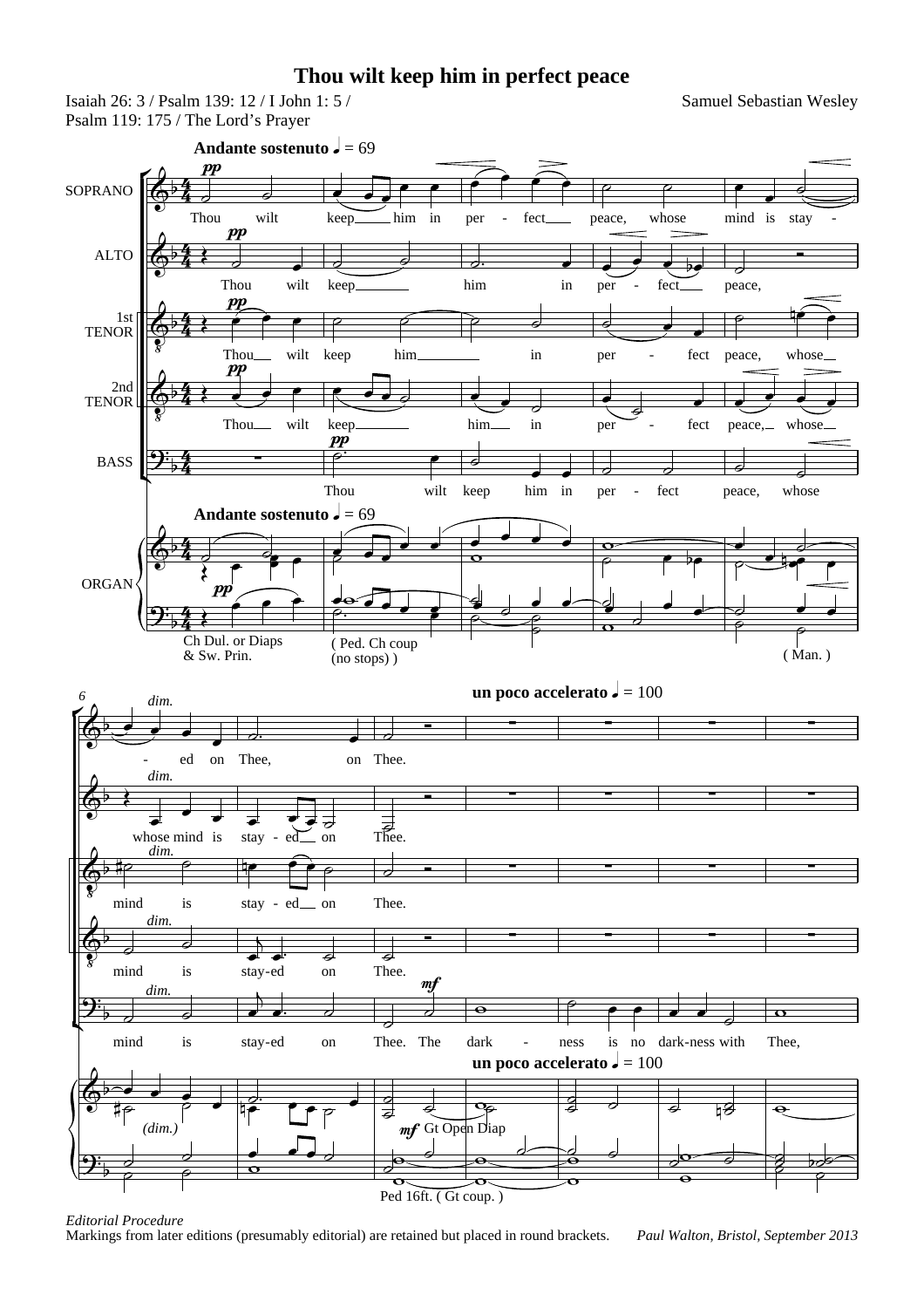# Thou wilt keep him in perfect peace

Isaiah 26: 3 / Psalm 139: 12 / I John 1: 5 / Psalm 119: 175 / The Lord's Prayer

Samuel Sebastian Wesley

*Editorial Procedure*
Markings from later editions (presumably editorial) are retained but placed in round brackets.

*Paul Walton, Bristol, September 2013*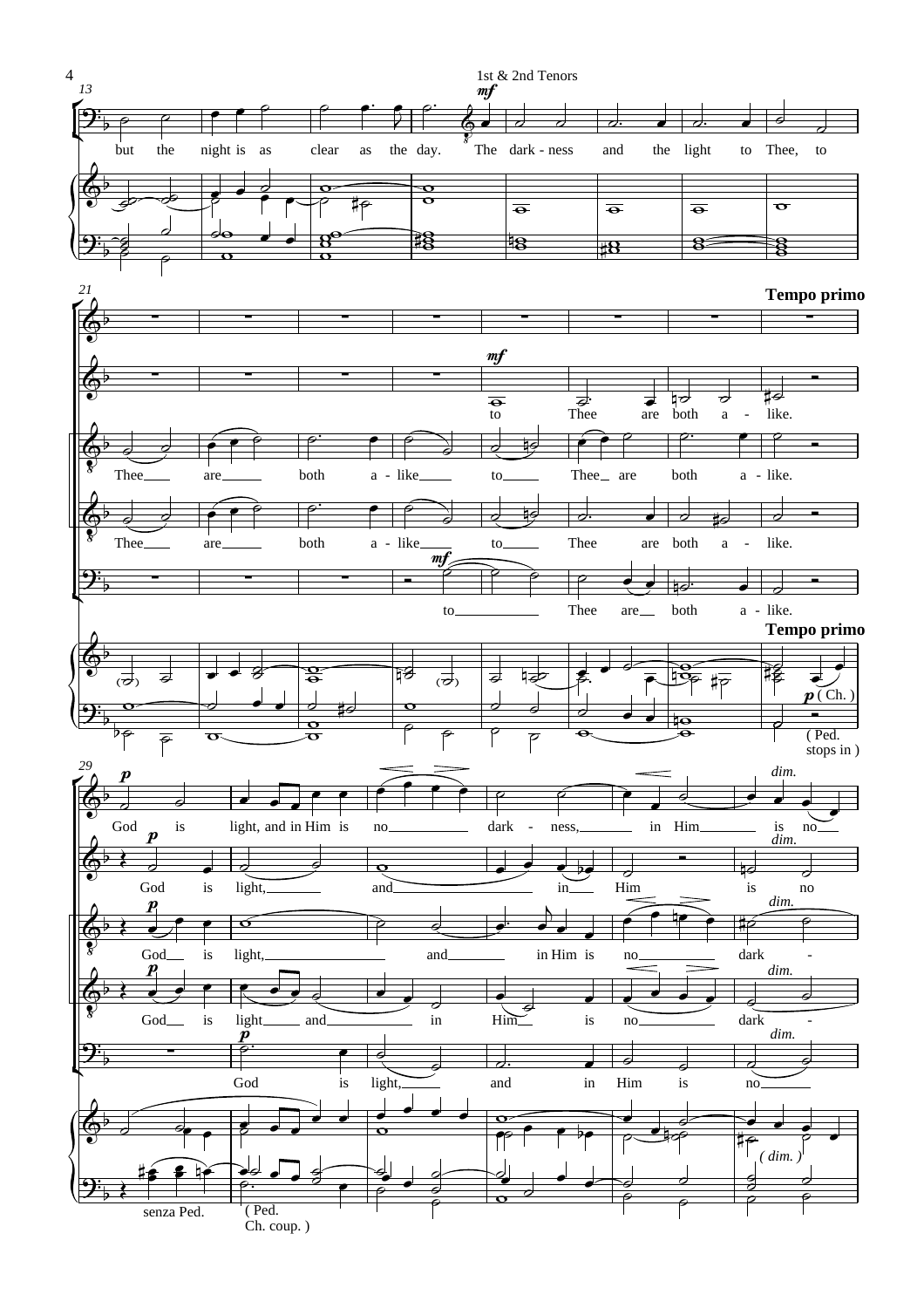1st & 2nd Tenors

*mf*

but the night is as clear as the day. The dark - ness and the light to Thee, to

**Tempo primo**

*mf*

to Thee are both a - like.

Thee are both a - like to Thee are both a - like.

Thee are both a - like to Thee are both a - like.

*mf*

to Thee are both a - like.

**Tempo primo**

*p* ( Ch. )

( Ped. stops in )

*p*

God is light, and in Him is no dark - ness, in Him is no

*dim.*

*p*

God is light, and in Him is no

*dim.*

*p*

God is light, and in Him is no dark -

*dim.*

*p*

God is light and in Him is no dark -

*dim.*

*p*

God is light, and in Him is no

*dim.*

( *dim.* )

senza Ped.

( Ped. Ch. coup. )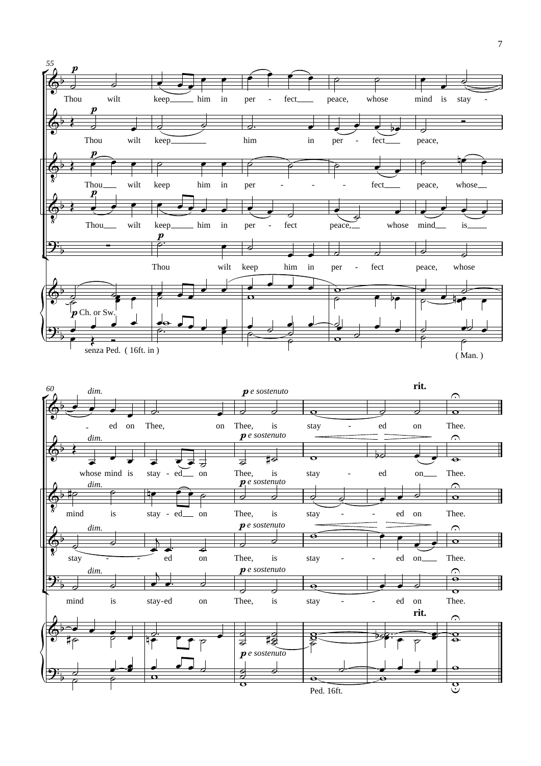Thou wilt keep him in perfect peace, whose mind is stayed on Thee, on Thee, is stayed on Thee.

*p Ch. or Sw.*

senza Ped. ( 16ft. in )

( Man. )

*dim.*

*p e sostenuto*

**rit.**

Ped. 16ft.